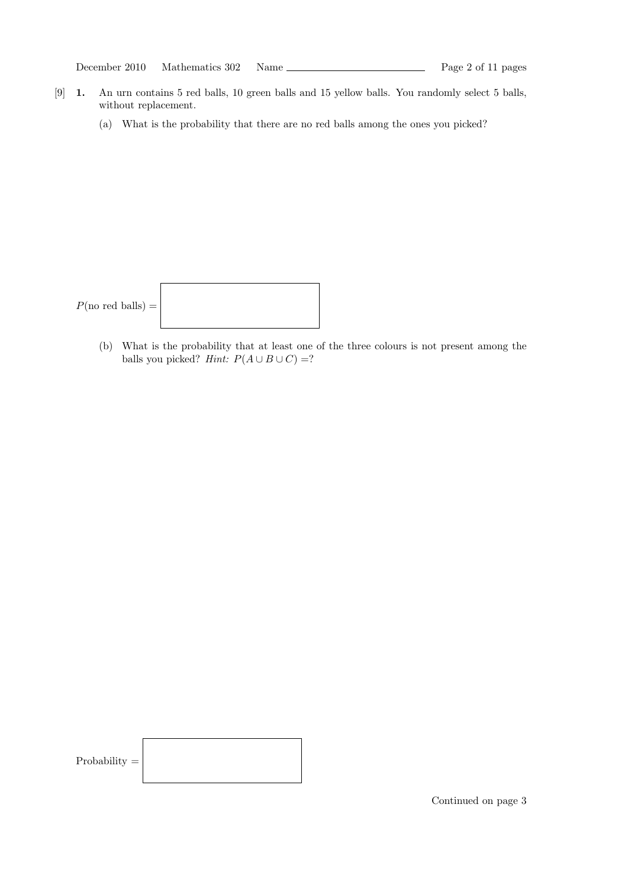[9] **1.** An urn contains 5 red balls, 10 green balls and 15 yellow balls. You randomly select 5 balls, without replacement.

(a) What is the probability that there are no red balls among the ones you picked?

$P(\text{no red balls}) =$

(b) What is the probability that at least one of the three colours is not present among the balls you picked? *Hint:* $P(A \cup B \cup C) = ?$

Probability $=$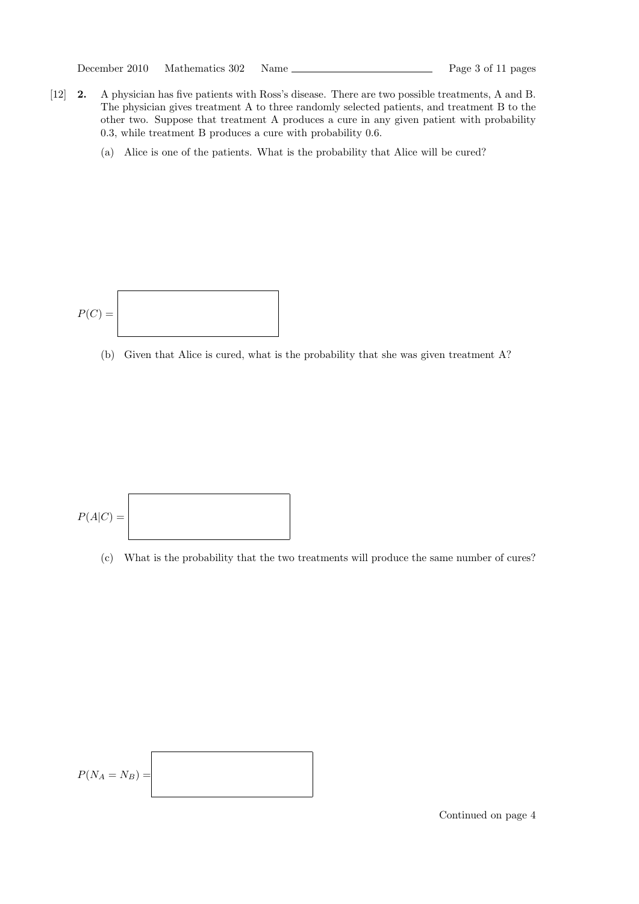[12] **2.** A physician has five patients with Ross's disease. There are two possible treatments, A and B. The physician gives treatment A to three randomly selected patients, and treatment B to the other two. Suppose that treatment A produces a cure in any given patient with probability 0.3, while treatment B produces a cure with probability 0.6.

(a) Alice is one of the patients. What is the probability that Alice will be cured?

$P(C) =$

(b) Given that Alice is cured, what is the probability that she was given treatment A?

$P(A|C) =$

(c) What is the probability that the two treatments will produce the same number of cures?

$P(N_A = N_B) =$

Continued on page 4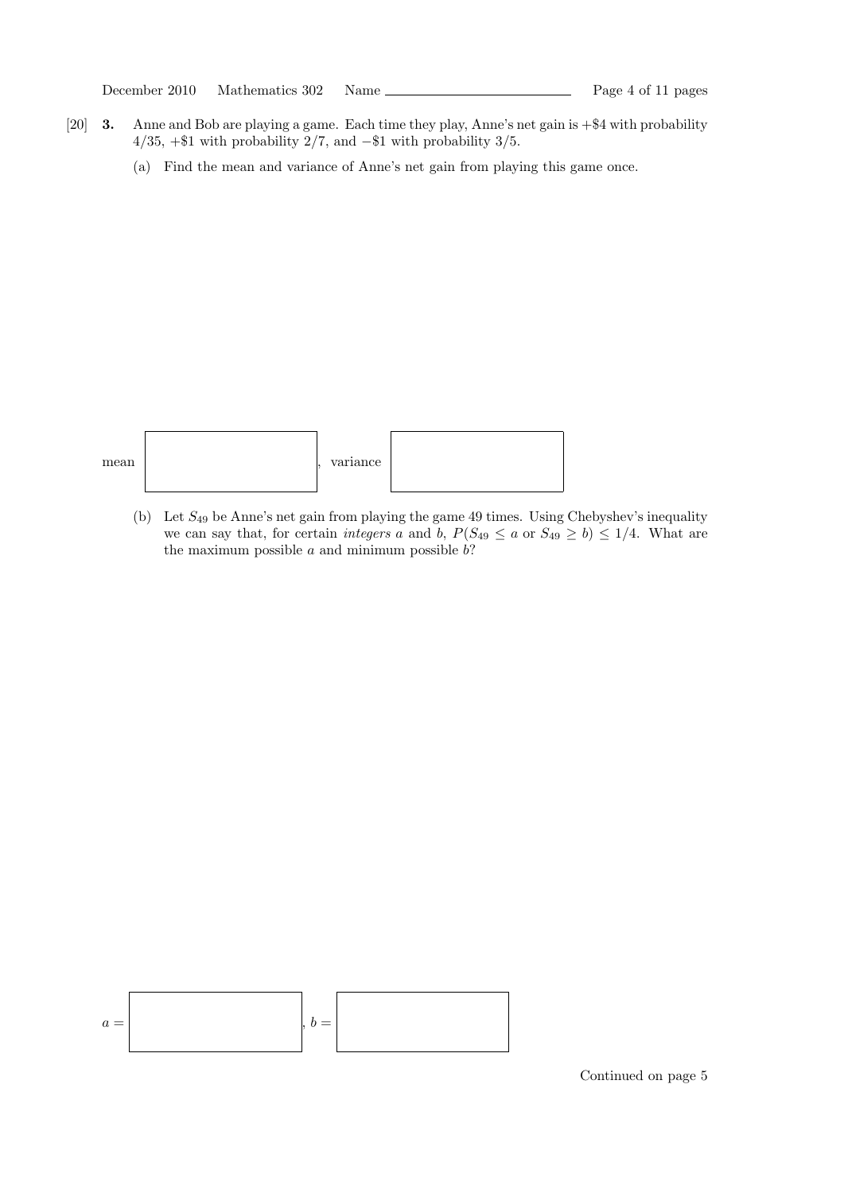[20] **3.** Anne and Bob are playing a game. Each time they play, Anne's net gain is +\$4 with probability $4/35$, +\$1 with probability $2/7$, and −\$1 with probability $3/5$.

(a) Find the mean and variance of Anne's net gain from playing this game once.

mean $\boxed{\phantom{xxxxxxxxxx}}$, variance $\boxed{\phantom{xxxxxxxxxx}}$

(b) Let $S_{49}$ be Anne's net gain from playing the game 49 times. Using Chebyshev's inequality we can say that, for certain *integers* $a$ and $b$, $P(S_{49} \leq a \text{ or } S_{49} \geq b) \leq 1/4$. What are the maximum possible $a$ and minimum possible $b$?

$a = \boxed{\phantom{xxxxxxxxxx}}$, $b = \boxed{\phantom{xxxxxxxxxx}}$

Continued on page 5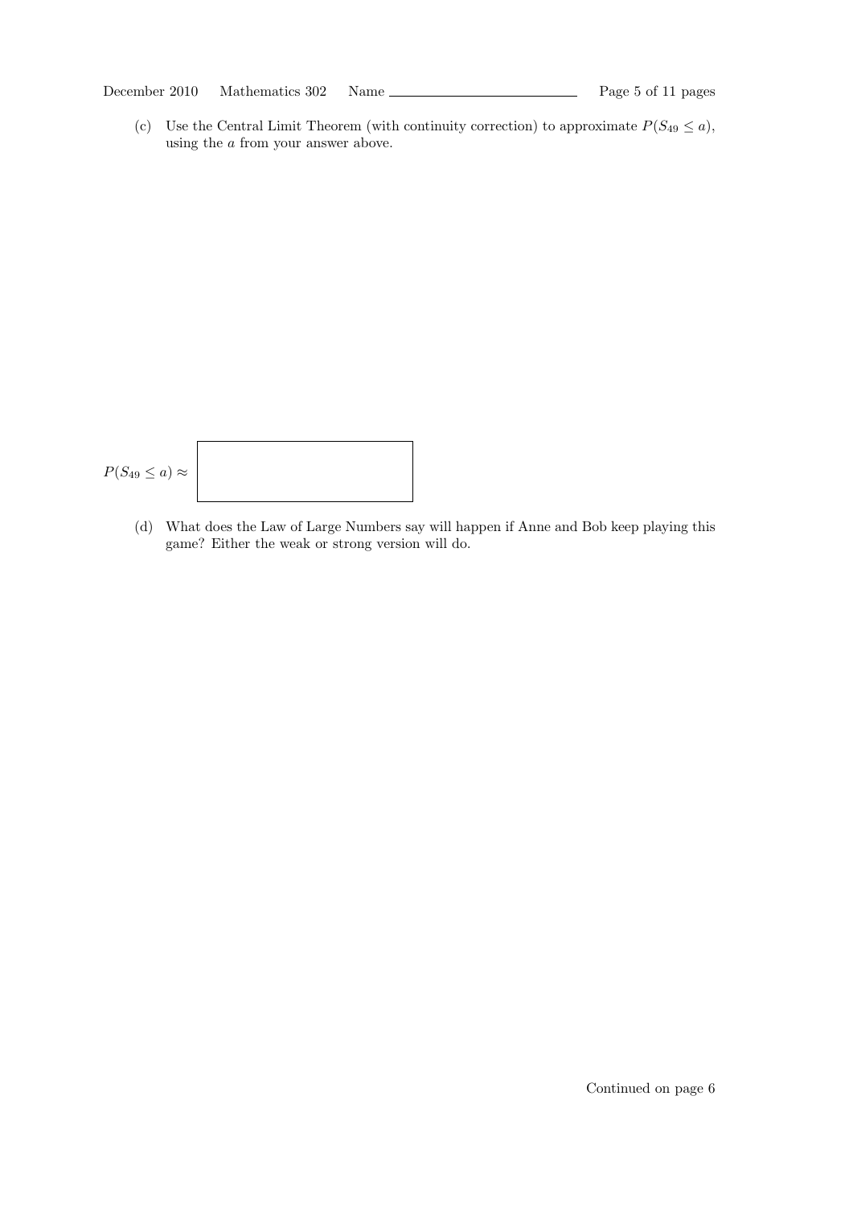(c) Use the Central Limit Theorem (with continuity correction) to approximate $P(S_{49} \leq a)$, using the $a$ from your answer above.

$P(S_{49} \leq a) \approx$

(d) What does the Law of Large Numbers say will happen if Anne and Bob keep playing this game? Either the weak or strong version will do.

Continued on page 6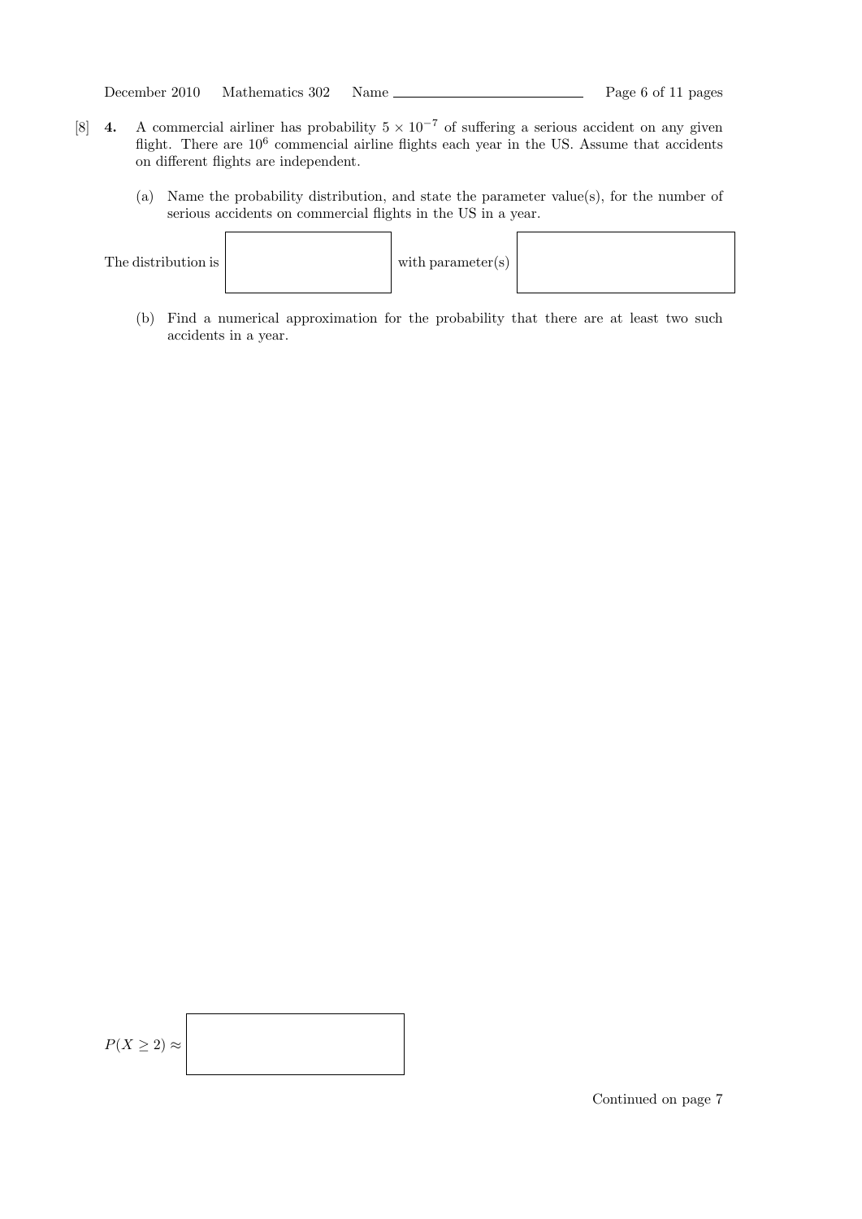[8] **4.** A commercial airliner has probability $5 \times 10^{-7}$ of suffering a serious accident on any given flight. There are $10^6$ commencial airline flights each year in the US. Assume that accidents on different flights are independent.

(a) Name the probability distribution, and state the parameter value(s), for the number of serious accidents on commercial flights in the US in a year.

The distribution is ______ with parameter(s) ______

(b) Find a numerical approximation for the probability that there are at least two such accidents in a year.

$P(X \geq 2) \approx$ ______

Continued on page 7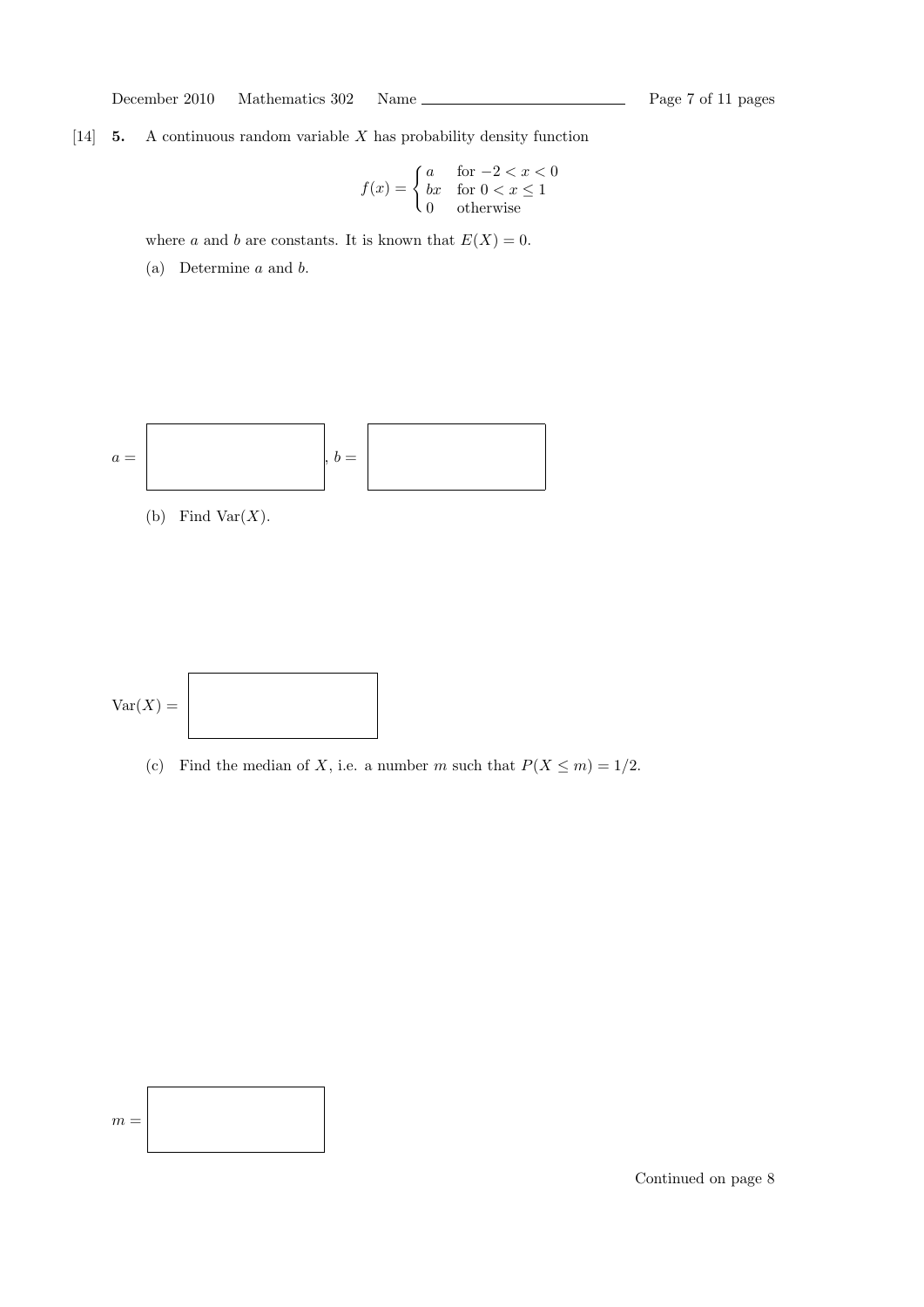[14] **5.** A continuous random variable $X$ has probability density function

$$f(x) = \begin{cases} a & \text{for } -2 < x < 0 \\ bx & \text{for } 0 < x \leq 1 \\ 0 & \text{otherwise} \end{cases}$$

where $a$ and $b$ are constants. It is known that $E(X) = 0$.

(a) Determine $a$ and $b$.

$a =$ ____________, $b =$ ____________

(b) Find $\mathrm{Var}(X)$.

$\mathrm{Var}(X) =$ ____________

(c) Find the median of $X$, i.e. a number $m$ such that $P(X \leq m) = 1/2$.

$m =$ ____________

Continued on page 8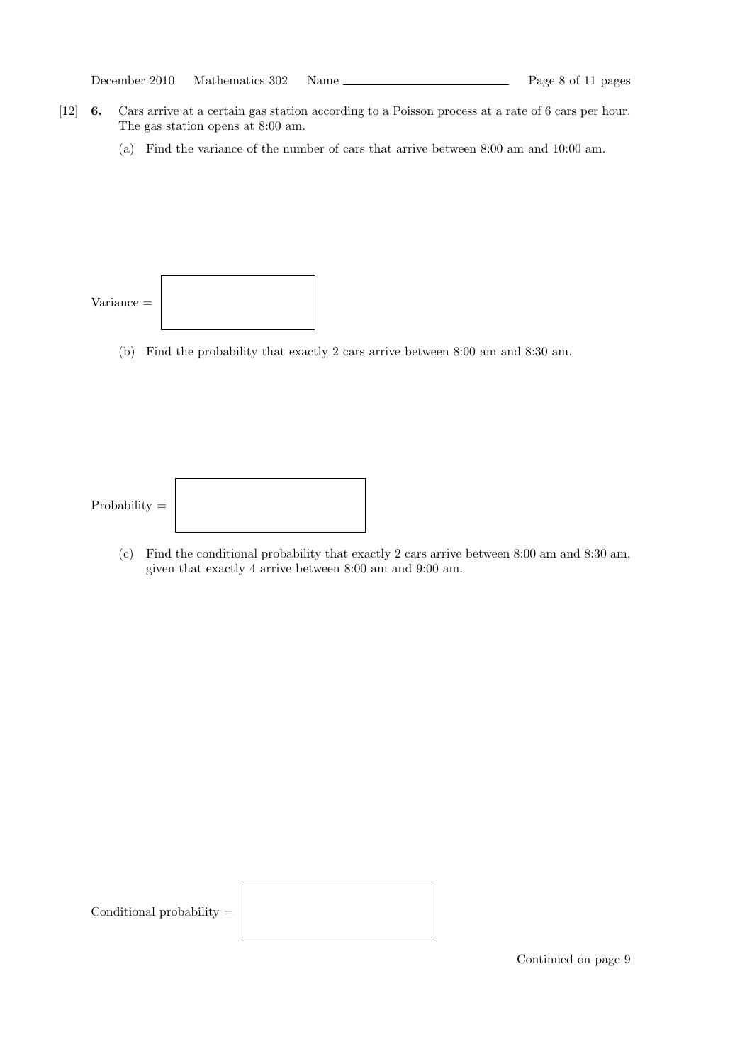[12] **6.** Cars arrive at a certain gas station according to a Poisson process at a rate of 6 cars per hour. The gas station opens at 8:00 am.

(a) Find the variance of the number of cars that arrive between 8:00 am and 10:00 am.

Variance = 

(b) Find the probability that exactly 2 cars arrive between 8:00 am and 8:30 am.

Probability = 

(c) Find the conditional probability that exactly 2 cars arrive between 8:00 am and 8:30 am, given that exactly 4 arrive between 8:00 am and 9:00 am.

Conditional probability = 

Continued on page 9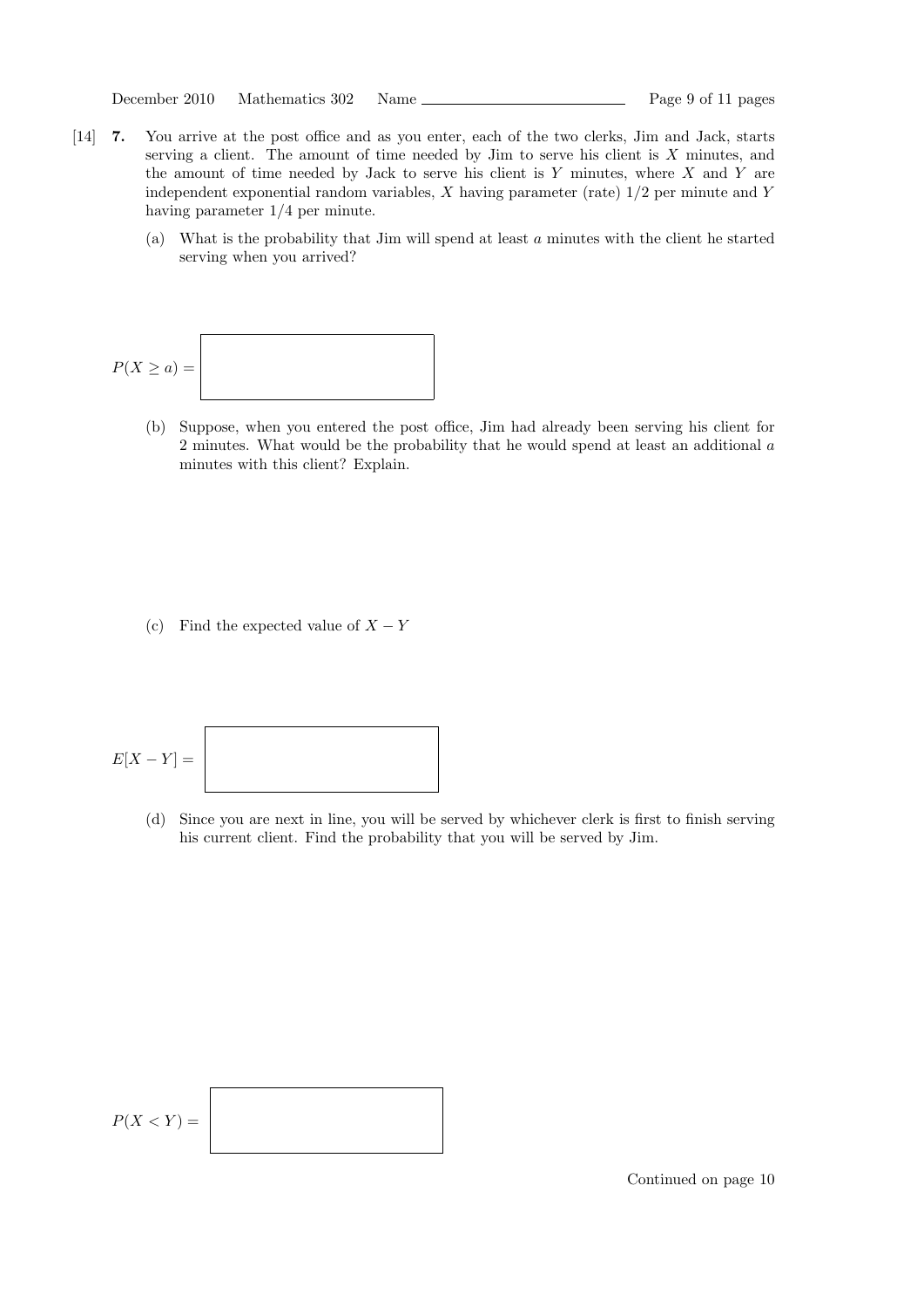[14] **7.** You arrive at the post office and as you enter, each of the two clerks, Jim and Jack, starts serving a client. The amount of time needed by Jim to serve his client is $X$ minutes, and the amount of time needed by Jack to serve his client is $Y$ minutes, where $X$ and $Y$ are independent exponential random variables, $X$ having parameter (rate) $1/2$ per minute and $Y$ having parameter $1/4$ per minute.

(a) What is the probability that Jim will spend at least $a$ minutes with the client he started serving when you arrived?

$P(X \geq a) =$

(b) Suppose, when you entered the post office, Jim had already been serving his client for 2 minutes. What would be the probability that he would spend at least an additional $a$ minutes with this client? Explain.

(c) Find the expected value of $X - Y$

$E[X - Y] =$

(d) Since you are next in line, you will be served by whichever clerk is first to finish serving his current client. Find the probability that you will be served by Jim.

$P(X < Y) =$

Continued on page 10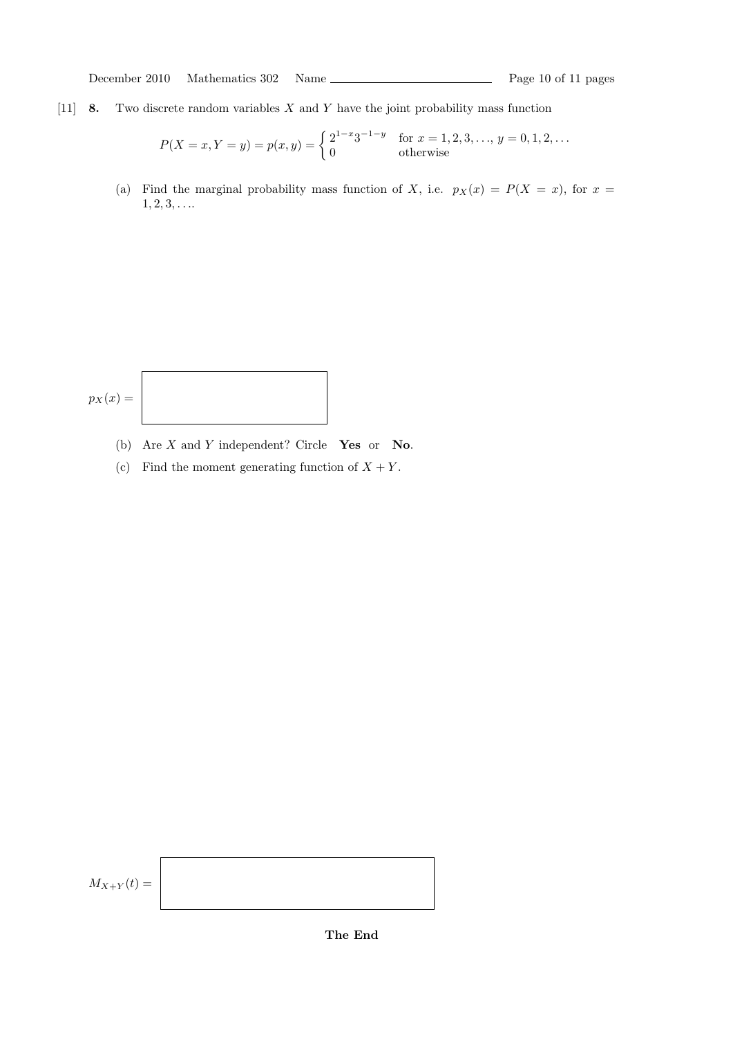[11] **8.** Two discrete random variables $X$ and $Y$ have the joint probability mass function

$$P(X = x, Y = y) = p(x, y) = \begin{cases} 2^{1-x}3^{-1-y} & \text{for } x = 1, 2, 3, \ldots, \ y = 0, 1, 2, \ldots \\ 0 & \text{otherwise} \end{cases}$$

(a) Find the marginal probability mass function of $X$, i.e. $p_X(x) = P(X = x)$, for $x = 1, 2, 3, \ldots$.

$p_X(x) =$

(b) Are $X$ and $Y$ independent? Circle **Yes** or **No**.

(c) Find the moment generating function of $X + Y$.

$M_{X+Y}(t) =$

**The End**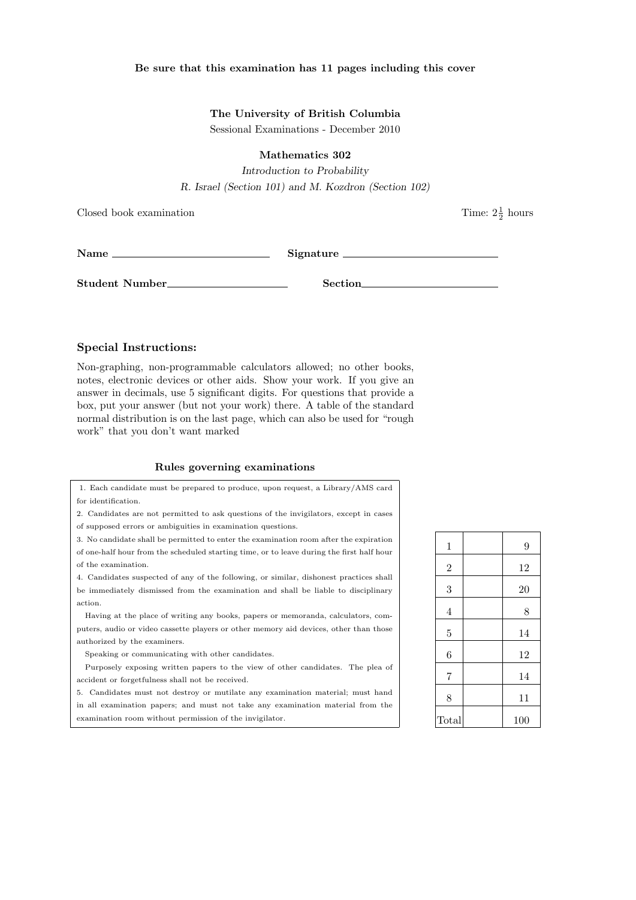**Be sure that this examination has 11 pages including this cover**

**The University of British Columbia**

Sessional Examinations - December 2010

**Mathematics 302**

*Introduction to Probability*

*R. Israel (Section 101) and M. Kozdron (Section 102)*

Closed book examination

Time: $2\frac{1}{2}$ hours

**Name** ____________________ **Signature** ____________________

**Student Number** ____________________ **Section** ____________________

### Special Instructions:

Non-graphing, non-programmable calculators allowed; no other books, notes, electronic devices or other aids. Show your work. If you give an answer in decimals, use 5 significant digits. For questions that provide a box, put your answer (but not your work) there. A table of the standard normal distribution is on the last page, which can also be used for "rough work" that you don't want marked

#### Rules governing examinations

1. Each candidate must be prepared to produce, upon request, a Library/AMS card for identification.
2. Candidates are not permitted to ask questions of the invigilators, except in cases of supposed errors or ambiguities in examination questions.
3. No candidate shall be permitted to enter the examination room after the expiration of one-half hour from the scheduled starting time, or to leave during the first half hour of the examination.
4. Candidates suspected of any of the following, or similar, dishonest practices shall be immediately dismissed from the examination and shall be liable to disciplinary action.

   Having at the place of writing any books, papers or memoranda, calculators, computers, audio or video cassette players or other memory aid devices, other than those authorized by the examiners.

   Speaking or communicating with other candidates.

   Purposely exposing written papers to the view of other candidates. The plea of accident or forgetfulness shall not be received.
5. Candidates must not destroy or mutilate any examination material; must hand in all examination papers; and must not take any examination material from the examination room without permission of the invigilator.

| | | |
|---|---|---|
| 1 | | 9 |
| 2 | | 12 |
| 3 | | 20 |
| 4 | | 8 |
| 5 | | 14 |
| 6 | | 12 |
| 7 | | 14 |
| 8 | | 11 |
| Total | | 100 |